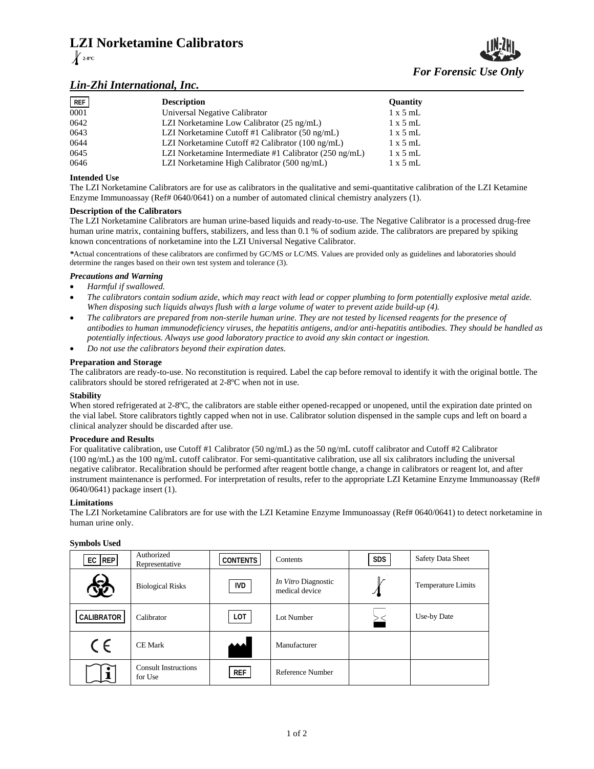# LZI Norketamine Calibrators

2-8°C

*For Forensic Use Only*

## *Lin-Zhi International, Inc.*

| REF | Description | Quantity |
|---|---|---|
| 0001 | Universal Negative Calibrator | 1 x 5 mL |
| 0642 | LZI Norketamine Low Calibrator (25 ng/mL) | 1 x 5 mL |
| 0643 | LZI Norketamine Cutoff #1 Calibrator (50 ng/mL) | 1 x 5 mL |
| 0644 | LZI Norketamine Cutoff #2 Calibrator (100 ng/mL) | 1 x 5 mL |
| 0645 | LZI Norketamine Intermediate #1 Calibrator (250 ng/mL) | 1 x 5 mL |
| 0646 | LZI Norketamine High Calibrator (500 ng/mL) | 1 x 5 mL |

### Intended Use

The LZI Norketamine Calibrators are for use as calibrators in the qualitative and semi-quantitative calibration of the LZI Ketamine Enzyme Immunoassay (Ref# 0640/0641) on a number of automated clinical chemistry analyzers (1).

### Description of the Calibrators

The LZI Norketamine Calibrators are human urine-based liquids and ready-to-use. The Negative Calibrator is a processed drug-free human urine matrix, containing buffers, stabilizers, and less than 0.1 % of sodium azide. The calibrators are prepared by spiking known concentrations of norketamine into the LZI Universal Negative Calibrator.

*Actual concentrations of these calibrators are confirmed by GC/MS or LC/MS. Values are provided only as guidelines and laboratories should determine the ranges based on their own test system and tolerance (3).

### *Precautions and Warning*

- *Harmful if swallowed.*
- *The calibrators contain sodium azide, which may react with lead or copper plumbing to form potentially explosive metal azide. When disposing such liquids always flush with a large volume of water to prevent azide build-up (4).*
- *The calibrators are prepared from non-sterile human urine. They are not tested by licensed reagents for the presence of antibodies to human immunodeficiency viruses, the hepatitis antigens, and/or anti-hepatitis antibodies. They should be handled as potentially infectious. Always use good laboratory practice to avoid any skin contact or ingestion.*
- *Do not use the calibrators beyond their expiration dates.*

### Preparation and Storage

The calibrators are ready-to-use. No reconstitution is required. Label the cap before removal to identify it with the original bottle. The calibrators should be stored refrigerated at 2-8ºC when not in use.

### Stability

When stored refrigerated at 2-8ºC, the calibrators are stable either opened-recapped or unopened, until the expiration date printed on the vial label. Store calibrators tightly capped when not in use. Calibrator solution dispensed in the sample cups and left on board a clinical analyzer should be discarded after use.

### Procedure and Results

For qualitative calibration, use Cutoff #1 Calibrator (50 ng/mL) as the 50 ng/mL cutoff calibrator and Cutoff #2 Calibrator (100 ng/mL) as the 100 ng/mL cutoff calibrator. For semi-quantitative calibration, use all six calibrators including the universal negative calibrator. Recalibration should be performed after reagent bottle change, a change in calibrators or reagent lot, and after instrument maintenance is performed. For interpretation of results, refer to the appropriate LZI Ketamine Enzyme Immunoassay (Ref# 0640/0641) package insert (1).

### Limitations

The LZI Norketamine Calibrators are for use with the LZI Ketamine Enzyme Immunoassay (Ref# 0640/0641) to detect norketamine in human urine only.

### Symbols Used

| Symbol | Meaning | Symbol | Meaning | Symbol | Meaning |
|---|---|---|---|---|---|
| EC REP | Authorized Representative | CONTENTS | Contents | SDS | Safety Data Sheet |
| (Biohazard symbol) | Biological Risks | IVD | *In Vitro* Diagnostic medical device | (Thermometer symbol) | Temperature Limits |
| CALIBRATOR | Calibrator | LOT | Lot Number | (Hourglass symbol) | Use-by Date |
| CE | CE Mark | (Factory symbol) | Manufacturer | | |
| (Book symbol) | Consult Instructions for Use | REF | Reference Number | | |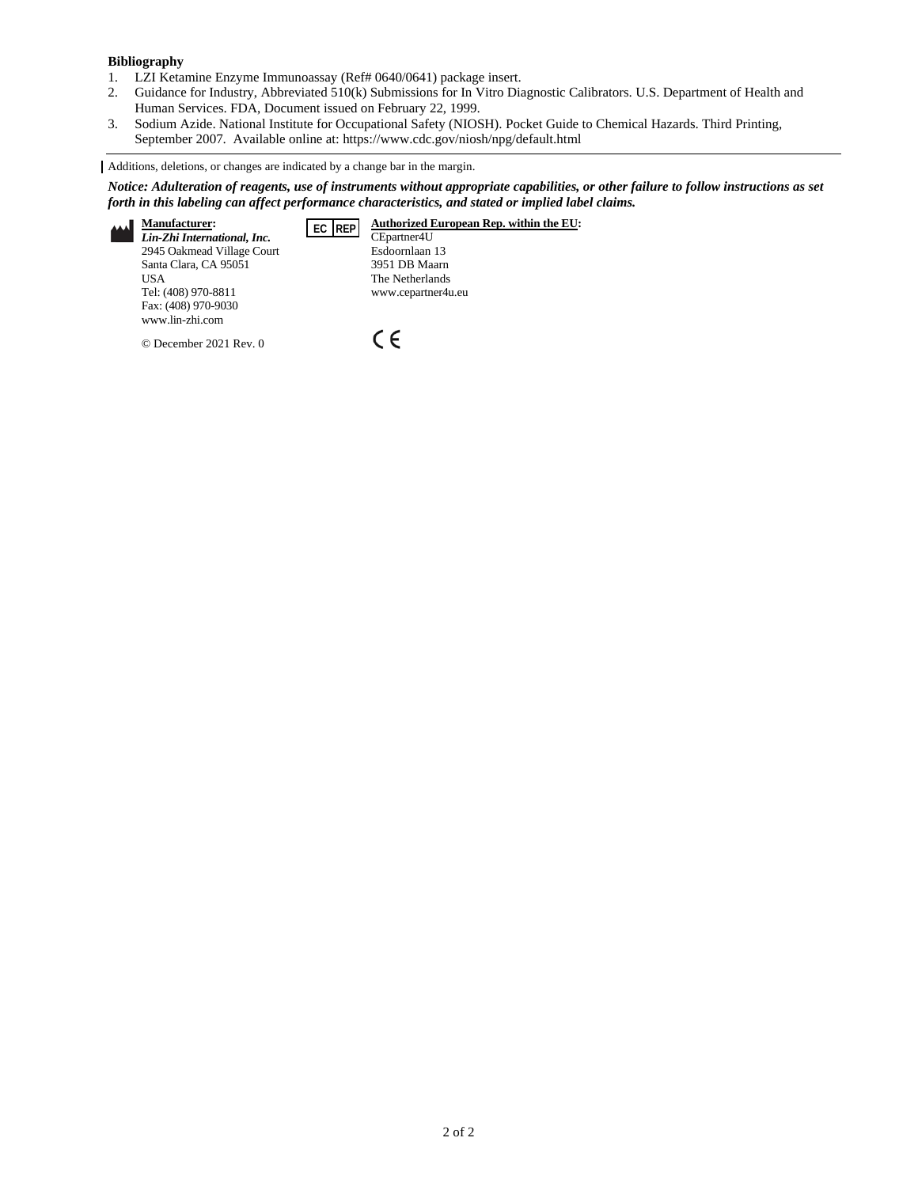**Bibliography**

1. LZI Ketamine Enzyme Immunoassay (Ref# 0640/0641) package insert.
2. Guidance for Industry, Abbreviated 510(k) Submissions for In Vitro Diagnostic Calibrators. U.S. Department of Health and Human Services. FDA, Document issued on February 22, 1999.
3. Sodium Azide. National Institute for Occupational Safety (NIOSH). Pocket Guide to Chemical Hazards. Third Printing, September 2007. Available online at: https://www.cdc.gov/niosh/npg/default.html

---

Additions, deletions, or changes are indicated by a change bar in the margin.

***Notice: Adulteration of reagents, use of instruments without appropriate capabilities, or other failure to follow instructions as set forth in this labeling can affect performance characteristics, and stated or implied label claims.***

**Manufacturer:**
***Lin-Zhi International, Inc.***
2945 Oakmead Village Court
Santa Clara, CA 95051
USA
Tel: (408) 970-8811
Fax: (408) 970-9030
www.lin-zhi.com

© December 2021 Rev. 0

EC REP

**Authorized European Rep. within the EU:**
CEpartner4U
Esdoornlaan 13
3951 DB Maarn
The Netherlands
www.cepartner4u.eu

CE